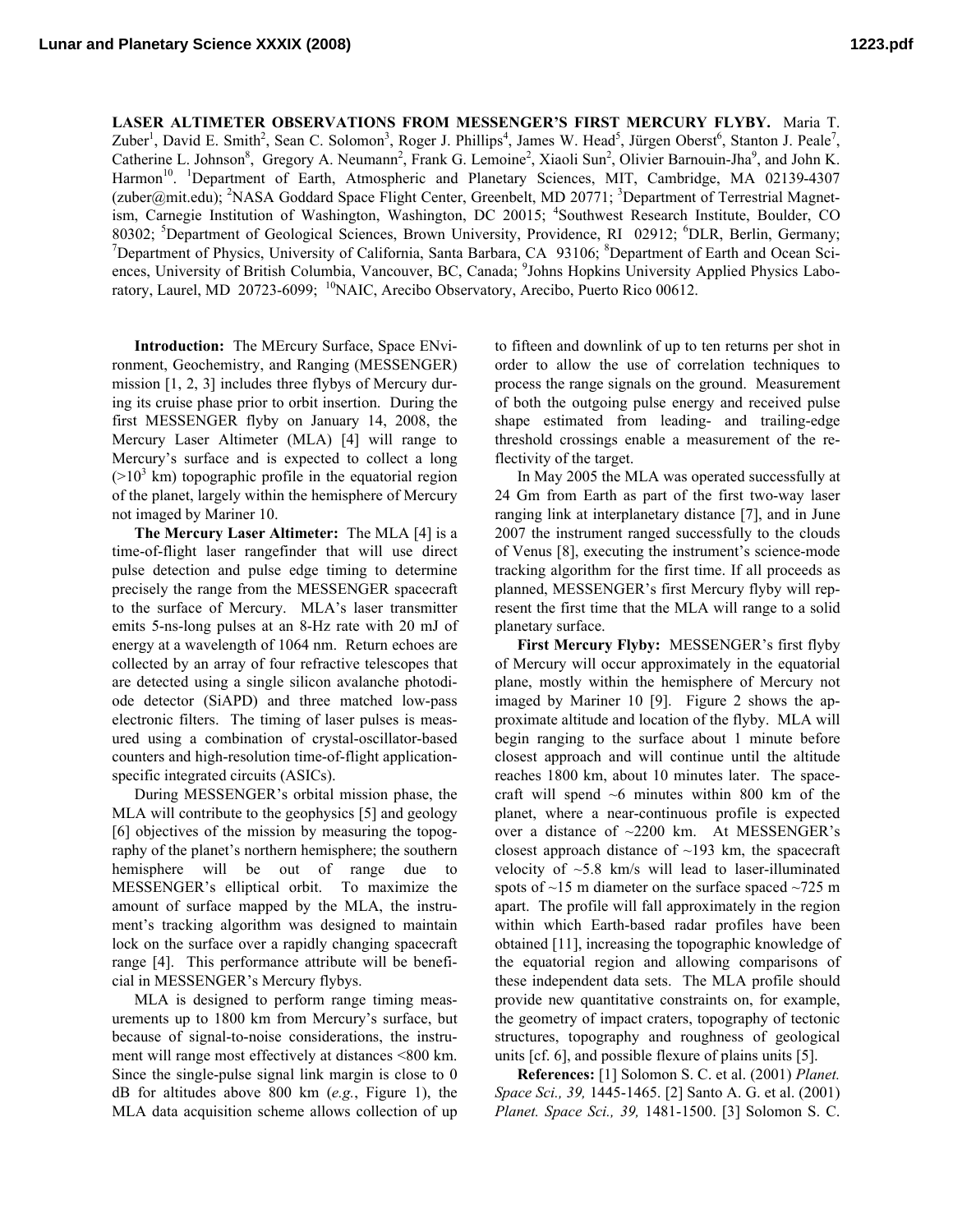# LASER ALTIMETER OBSERVATIONS FROM MESSENGER'S FIRST MERCURY FLYBY.

Maria T. Zuber[1], David E. Smith[2], Sean C. Solomon[3], Roger J. Phillips[4], James W. Head[5], Jürgen Oberst[6], Stanton J. Peale[7], Catherine L. Johnson[8], Gregory A. Neumann[2], Frank G. Lemoine[2], Xiaoli Sun[2], Olivier Barnouin-Jha[9], and John K. Harmon[10]. [1]Department of Earth, Atmospheric and Planetary Sciences, MIT, Cambridge, MA 02139-4307 (zuber@mit.edu); [2]NASA Goddard Space Flight Center, Greenbelt, MD 20771; [3]Department of Terrestrial Magnetism, Carnegie Institution of Washington, Washington, DC 20015; [4]Southwest Research Institute, Boulder, CO 80302; [5]Department of Geological Sciences, Brown University, Providence, RI 02912; [6]DLR, Berlin, Germany; [7]Department of Physics, University of California, Santa Barbara, CA 93106; [8]Department of Earth and Ocean Sciences, University of British Columbia, Vancouver, BC, Canada; [9]Johns Hopkins University Applied Physics Laboratory, Laurel, MD 20723-6099; [10]NAIC, Arecibo Observatory, Arecibo, Puerto Rico 00612.

**Introduction:** The MErcury Surface, Space ENvironment, Geochemistry, and Ranging (MESSENGER) mission [1, 2, 3] includes three flybys of Mercury during its cruise phase prior to orbit insertion. During the first MESSENGER flyby on January 14, 2008, the Mercury Laser Altimeter (MLA) [4] will range to Mercury's surface and is expected to collect a long ($>10^3$ km) topographic profile in the equatorial region of the planet, largely within the hemisphere of Mercury not imaged by Mariner 10.

**The Mercury Laser Altimeter:** The MLA [4] is a time-of-flight laser rangefinder that will use direct pulse detection and pulse edge timing to determine precisely the range from the MESSENGER spacecraft to the surface of Mercury. MLA's laser transmitter emits 5-ns-long pulses at an 8-Hz rate with 20 mJ of energy at a wavelength of 1064 nm. Return echoes are collected by an array of four refractive telescopes that are detected using a single silicon avalanche photodiode detector (SiAPD) and three matched low-pass electronic filters. The timing of laser pulses is measured using a combination of crystal-oscillator-based counters and high-resolution time-of-flight application-specific integrated circuits (ASICs).

During MESSENGER's orbital mission phase, the MLA will contribute to the geophysics [5] and geology [6] objectives of the mission by measuring the topography of the planet's northern hemisphere; the southern hemisphere will be out of range due to MESSENGER's elliptical orbit. To maximize the amount of surface mapped by the MLA, the instrument's tracking algorithm was designed to maintain lock on the surface over a rapidly changing spacecraft range [4]. This performance attribute will be beneficial in MESSENGER's Mercury flybys.

MLA is designed to perform range timing measurements up to 1800 km from Mercury's surface, but because of signal-to-noise considerations, the instrument will range most effectively at distances <800 km. Since the single-pulse signal link margin is close to 0 dB for altitudes above 800 km (*e.g.*, Figure 1), the MLA data acquisition scheme allows collection of up to fifteen and downlink of up to ten returns per shot in order to allow the use of correlation techniques to process the range signals on the ground. Measurement of both the outgoing pulse energy and received pulse shape estimated from leading- and trailing-edge threshold crossings enable a measurement of the reflectivity of the target.

In May 2005 the MLA was operated successfully at 24 Gm from Earth as part of the first two-way laser ranging link at interplanetary distance [7], and in June 2007 the instrument ranged successfully to the clouds of Venus [8], executing the instrument's science-mode tracking algorithm for the first time. If all proceeds as planned, MESSENGER's first Mercury flyby will represent the first time that the MLA will range to a solid planetary surface.

**First Mercury Flyby:** MESSENGER's first flyby of Mercury will occur approximately in the equatorial plane, mostly within the hemisphere of Mercury not imaged by Mariner 10 [9]. Figure 2 shows the approximate altitude and location of the flyby. MLA will begin ranging to the surface about 1 minute before closest approach and will continue until the altitude reaches 1800 km, about 10 minutes later. The spacecraft will spend ~6 minutes within 800 km of the planet, where a near-continuous profile is expected over a distance of ~2200 km. At MESSENGER's closest approach distance of ~193 km, the spacecraft velocity of ~5.8 km/s will lead to laser-illuminated spots of ~15 m diameter on the surface spaced ~725 m apart. The profile will fall approximately in the region within which Earth-based radar profiles have been obtained [11], increasing the topographic knowledge of the equatorial region and allowing comparisons of these independent data sets. The MLA profile should provide new quantitative constraints on, for example, the geometry of impact craters, topography of tectonic structures, topography and roughness of geological units [cf. 6], and possible flexure of plains units [5].

**References:** [1] Solomon S. C. et al. (2001) *Planet. Space Sci., 39,* 1445-1465. [2] Santo A. G. et al. (2001) *Planet. Space Sci., 39,* 1481-1500. [3] Solomon S. C.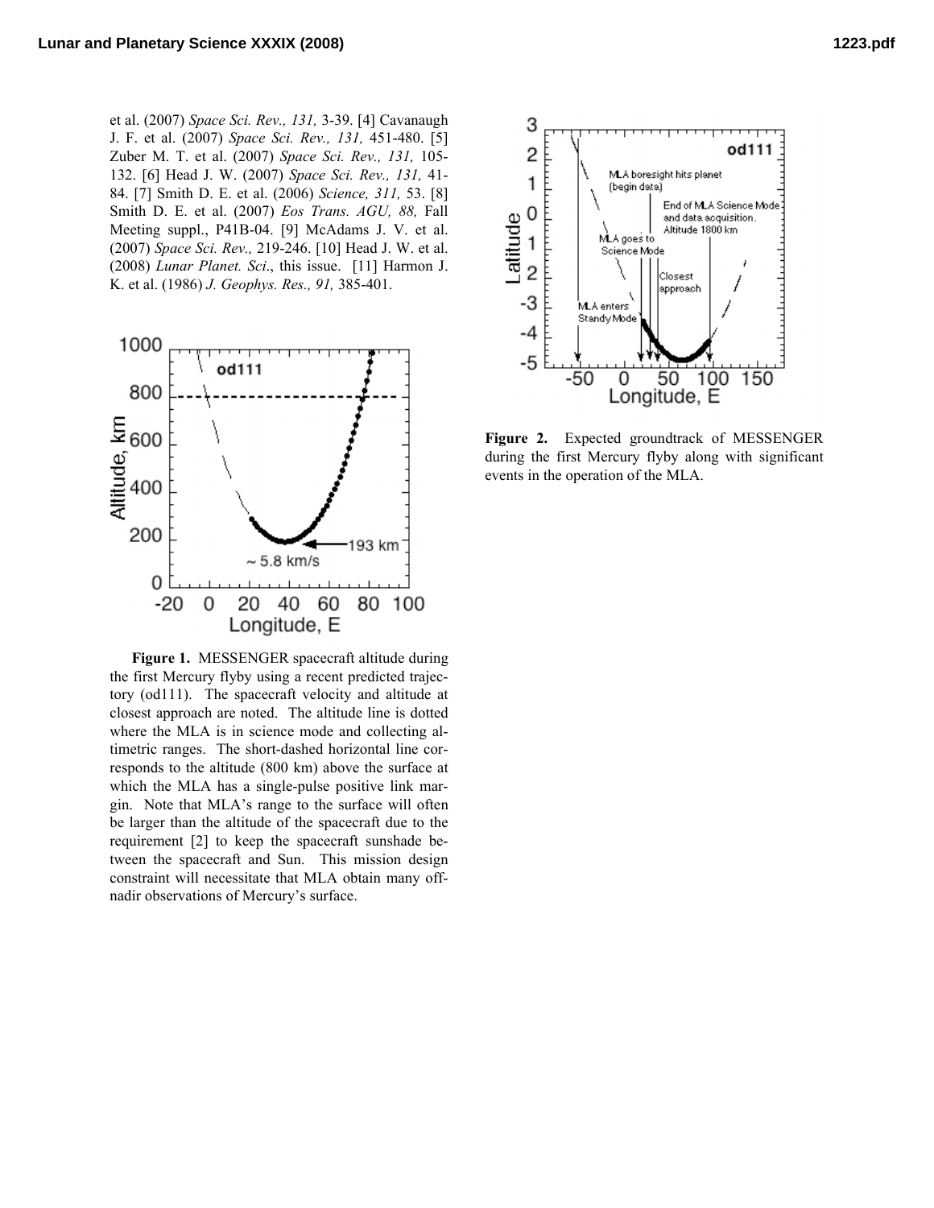et al. (2007) *Space Sci. Rev., 131,* 3-39. [4] Cavanaugh J. F. et al. (2007) *Space Sci. Rev., 131,* 451-480. [5] Zuber M. T. et al. (2007) *Space Sci. Rev., 131,* 105-132. [6] Head J. W. (2007) *Space Sci. Rev., 131,* 41-84. [7] Smith D. E. et al. (2006) *Science, 311,* 53. [8] Smith D. E. et al. (2007) *Eos Trans. AGU, 88,* Fall Meeting suppl., P41B-04. [9] McAdams J. V. et al. (2007) *Space Sci. Rev.,* 219-246. [10] Head J. W. et al. (2008) *Lunar Planet. Sci*., this issue. [11] Harmon J. K. et al. (1986) *J. Geophys. Res., 91,* 385-401.

od111

1000
800
600
400
200
0

Altitude, km

193 km

~ 5.8 km/s

-20 0 20 40 60 80 100

Longitude, E

**Figure 1.** MESSENGER spacecraft altitude during the first Mercury flyby using a recent predicted trajectory (od111). The spacecraft velocity and altitude at closest approach are noted. The altitude line is dotted where the MLA is in science mode and collecting altimetric ranges. The short-dashed horizontal line corresponds to the altitude (800 km) above the surface at which the MLA has a single-pulse positive link margin. Note that MLA's range to the surface will often be larger than the altitude of the spacecraft due to the requirement [2] to keep the spacecraft sunshade between the spacecraft and Sun. This mission design constraint will necessitate that MLA obtain many off-nadir observations of Mercury's surface.

od111

3
2
1
0
-1
-2
-3
-4
-5

Latitude

MLA boresight hits planet (begin data)

End of MLA Science Mode and data acquisition. Altitude 1800 km

MLA goes to Science Mode

Closest approach

MLA enters Standy Mode

-50 0 50 100 150

Longitude, E

**Figure 2.** Expected groundtrack of MESSENGER during the first Mercury flyby along with significant events in the operation of the MLA.